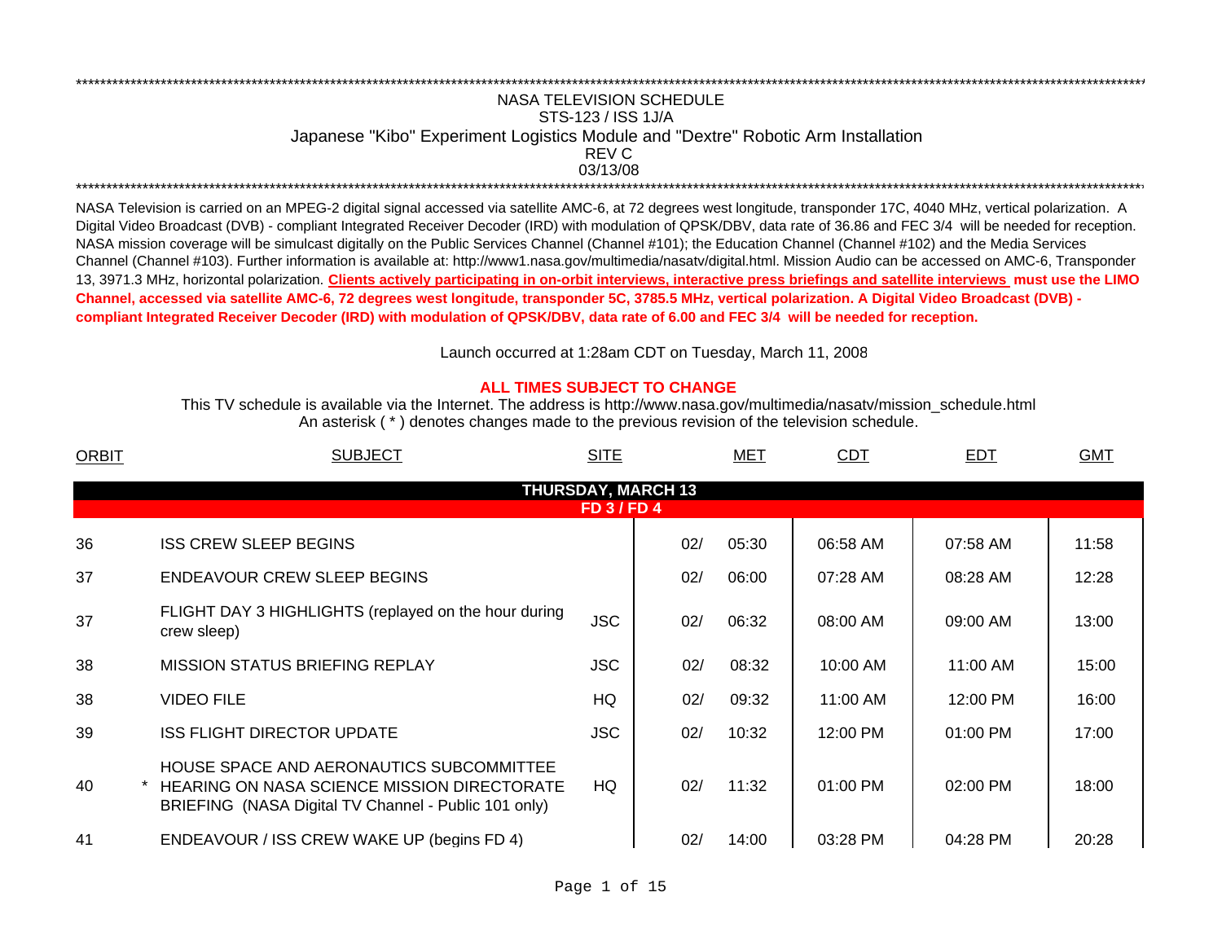\*\*\*\*\*\*\*\*\*\*\*\*\*\*\*\*\*\*\*\*\*\*\*\*\*\*\*\*\*\*\*\*\*\*\*\*\*\*\*\*\*\*\*\*\*\*\*\*\*\*\*\*\*\*\*\*\*\*\*\*\*\*\*\*\*\*\*\*\*\*\*\*\*\*\*\*\*\*\*\*\*\*\*\*\*\*\*\*\*\*\*\*\*\*\*\*\*\*

# NASA TELEVISION SCHEDULE

## STS-123 / ISS 1J/A

## Japanese "Kibo" Experiment Logistics Module and "Dextre" Robotic Arm Installation

REV C

03/13/08

\*\*\*\*\*\*\*\*\*\*\*\*\*\*\*\*\*\*\*\*\*\*\*\*\*\*\*\*\*\*\*\*\*\*\*\*\*\*\*\*\*\*\*\*\*\*\*\*\*\*\*\*\*\*\*\*\*\*\*\*\*\*\*\*\*\*\*\*\*\*\*\*\*\*\*\*\*\*\*\*\*\*\*\*\*\*\*\*\*\*\*\*\*\*\*\*\*\*

NASA Television is carried on an MPEG-2 digital signal accessed via satellite AMC-6, at 72 degrees west longitude, transponder 17C, 4040 MHz, vertical polarization. A Digital Video Broadcast (DVB) - compliant Integrated Receiver Decoder (IRD) with modulation of QPSK/DBV, data rate of 36.86 and FEC 3/4 will be needed for reception. NASA mission coverage will be simulcast digitally on the Public Services Channel (Channel #101); the Education Channel (Channel #102) and the Media Services Channel (Channel #103). Further information is available at: http://www1.nasa.gov/multimedia/nasatv/digital.html. Mission Audio can be accessed on AMC-6, Transponder 13, 3971.3 MHz, horizontal polarization. **Clients actively participating in on-orbit interviews, interactive press briefings and satellite interviews must use the LIMO Channel, accessed via satellite AMC-6, 72 degrees west longitude, transponder 5C, 3785.5 MHz, vertical polarization. A Digital Video Broadcast (DVB) - compliant Integrated Receiver Decoder (IRD) with modulation of QPSK/DBV, data rate of 6.00 and FEC 3/4 will be needed for reception.**

Launch occurred at 1:28am CDT on Tuesday, March 11, 2008

**ALL TIMES SUBJECT TO CHANGE**

This TV schedule is available via the Internet. The address is http://www.nasa.gov/multimedia/nasatv/mission_schedule.html
An asterisk ( * ) denotes changes made to the previous revision of the television schedule.

| ORBIT | | SUBJECT | SITE | MET | | CDT | EDT | GMT |
|---|---|---|---|---|---|---|---|---|
| **THURSDAY, MARCH 13** | | | | | | | | |
| **FD 3 / FD 4** | | | | | | | | |
| 36 | | ISS CREW SLEEP BEGINS | | 02/ | 05:30 | 06:58 AM | 07:58 AM | 11:58 |
| 37 | | ENDEAVOUR CREW SLEEP BEGINS | | 02/ | 06:00 | 07:28 AM | 08:28 AM | 12:28 |
| 37 | | FLIGHT DAY 3 HIGHLIGHTS (replayed on the hour during crew sleep) | JSC | 02/ | 06:32 | 08:00 AM | 09:00 AM | 13:00 |
| 38 | | MISSION STATUS BRIEFING REPLAY | JSC | 02/ | 08:32 | 10:00 AM | 11:00 AM | 15:00 |
| 38 | | VIDEO FILE | HQ | 02/ | 09:32 | 11:00 AM | 12:00 PM | 16:00 |
| 39 | | ISS FLIGHT DIRECTOR UPDATE | JSC | 02/ | 10:32 | 12:00 PM | 01:00 PM | 17:00 |
| 40 | * | HOUSE SPACE AND AERONAUTICS SUBCOMMITTEE HEARING ON NASA SCIENCE MISSION DIRECTORATE BRIEFING (NASA Digital TV Channel - Public 101 only) | HQ | 02/ | 11:32 | 01:00 PM | 02:00 PM | 18:00 |
| 41 | | ENDEAVOUR / ISS CREW WAKE UP (begins FD 4) | | 02/ | 14:00 | 03:28 PM | 04:28 PM | 20:28 |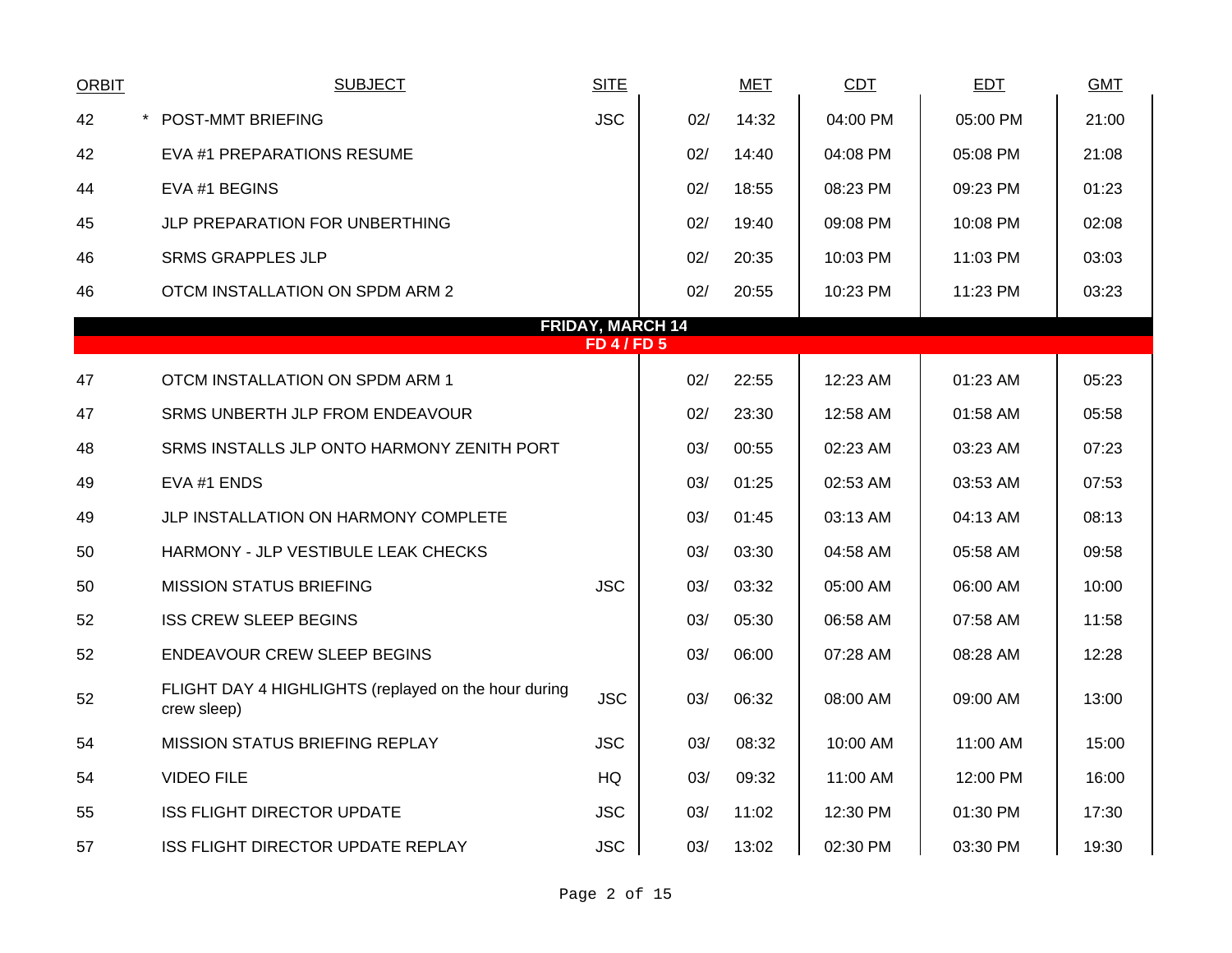| ORBIT | SUBJECT | SITE | MET | | CDT | EDT | GMT |
|---|---|---|---|---|---|---|---|
| 42 | * POST-MMT BRIEFING | JSC | 02/ | 14:32 | 04:00 PM | 05:00 PM | 21:00 |
| 42 | EVA #1 PREPARATIONS RESUME | | 02/ | 14:40 | 04:08 PM | 05:08 PM | 21:08 |
| 44 | EVA #1 BEGINS | | 02/ | 18:55 | 08:23 PM | 09:23 PM | 01:23 |
| 45 | JLP PREPARATION FOR UNBERTHING | | 02/ | 19:40 | 09:08 PM | 10:08 PM | 02:08 |
| 46 | SRMS GRAPPLES JLP | | 02/ | 20:35 | 10:03 PM | 11:03 PM | 03:03 |
| 46 | OTCM INSTALLATION ON SPDM ARM 2 | | 02/ | 20:55 | 10:23 PM | 11:23 PM | 03:23 |
| | **FRIDAY, MARCH 14** | | | | | | |
| | **FD 4 / FD 5** | | | | | | |
| 47 | OTCM INSTALLATION ON SPDM ARM 1 | | 02/ | 22:55 | 12:23 AM | 01:23 AM | 05:23 |
| 47 | SRMS UNBERTH JLP FROM ENDEAVOUR | | 02/ | 23:30 | 12:58 AM | 01:58 AM | 05:58 |
| 48 | SRMS INSTALLS JLP ONTO HARMONY ZENITH PORT | | 03/ | 00:55 | 02:23 AM | 03:23 AM | 07:23 |
| 49 | EVA #1 ENDS | | 03/ | 01:25 | 02:53 AM | 03:53 AM | 07:53 |
| 49 | JLP INSTALLATION ON HARMONY COMPLETE | | 03/ | 01:45 | 03:13 AM | 04:13 AM | 08:13 |
| 50 | HARMONY - JLP VESTIBULE LEAK CHECKS | | 03/ | 03:30 | 04:58 AM | 05:58 AM | 09:58 |
| 50 | MISSION STATUS BRIEFING | JSC | 03/ | 03:32 | 05:00 AM | 06:00 AM | 10:00 |
| 52 | ISS CREW SLEEP BEGINS | | 03/ | 05:30 | 06:58 AM | 07:58 AM | 11:58 |
| 52 | ENDEAVOUR CREW SLEEP BEGINS | | 03/ | 06:00 | 07:28 AM | 08:28 AM | 12:28 |
| 52 | FLIGHT DAY 4 HIGHLIGHTS (replayed on the hour during crew sleep) | JSC | 03/ | 06:32 | 08:00 AM | 09:00 AM | 13:00 |
| 54 | MISSION STATUS BRIEFING REPLAY | JSC | 03/ | 08:32 | 10:00 AM | 11:00 AM | 15:00 |
| 54 | VIDEO FILE | HQ | 03/ | 09:32 | 11:00 AM | 12:00 PM | 16:00 |
| 55 | ISS FLIGHT DIRECTOR UPDATE | JSC | 03/ | 11:02 | 12:30 PM | 01:30 PM | 17:30 |
| 57 | ISS FLIGHT DIRECTOR UPDATE REPLAY | JSC | 03/ | 13:02 | 02:30 PM | 03:30 PM | 19:30 |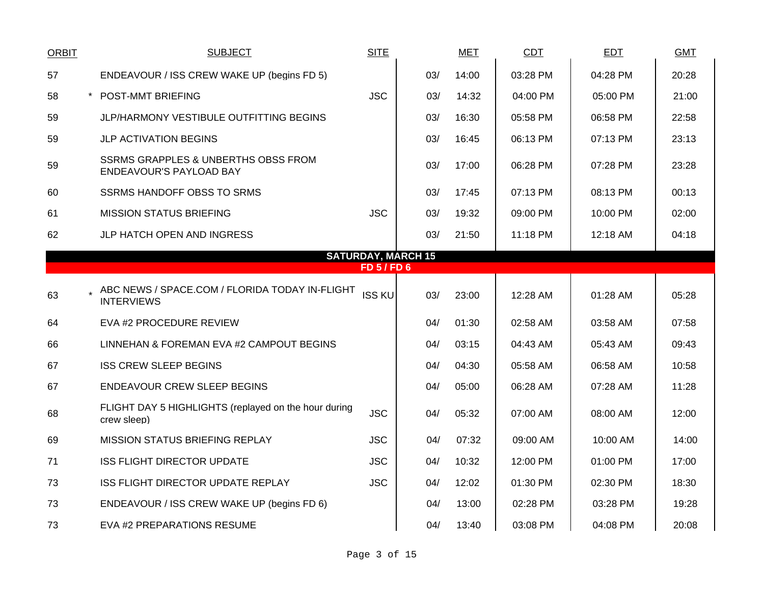| ORBIT | | SUBJECT | SITE | MET | | CDT | EDT | GMT |
|---|---|---|---|---|---|---|---|---|
| 57 | | ENDEAVOUR / ISS CREW WAKE UP (begins FD 5) | | 03/ | 14:00 | 03:28 PM | 04:28 PM | 20:28 |
| 58 | * | POST-MMT BRIEFING | JSC | 03/ | 14:32 | 04:00 PM | 05:00 PM | 21:00 |
| 59 | | JLP/HARMONY VESTIBULE OUTFITTING BEGINS | | 03/ | 16:30 | 05:58 PM | 06:58 PM | 22:58 |
| 59 | | JLP ACTIVATION BEGINS | | 03/ | 16:45 | 06:13 PM | 07:13 PM | 23:13 |
| 59 | | SSRMS GRAPPLES & UNBERTHS OBSS FROM ENDEAVOUR'S PAYLOAD BAY | | 03/ | 17:00 | 06:28 PM | 07:28 PM | 23:28 |
| 60 | | SSRMS HANDOFF OBSS TO SRMS | | 03/ | 17:45 | 07:13 PM | 08:13 PM | 00:13 |
| 61 | | MISSION STATUS BRIEFING | JSC | 03/ | 19:32 | 09:00 PM | 10:00 PM | 02:00 |
| 62 | | JLP HATCH OPEN AND INGRESS | | 03/ | 21:50 | 11:18 PM | 12:18 AM | 04:18 |
| | | **SATURDAY, MARCH 15** | | | | | | |
| | | **FD 5 / FD 6** | | | | | | |
| 63 | * | ABC NEWS / SPACE.COM / FLORIDA TODAY IN-FLIGHT INTERVIEWS | ISS KU | 03/ | 23:00 | 12:28 AM | 01:28 AM | 05:28 |
| 64 | | EVA #2 PROCEDURE REVIEW | | 04/ | 01:30 | 02:58 AM | 03:58 AM | 07:58 |
| 66 | | LINNEHAN & FOREMAN EVA #2 CAMPOUT BEGINS | | 04/ | 03:15 | 04:43 AM | 05:43 AM | 09:43 |
| 67 | | ISS CREW SLEEP BEGINS | | 04/ | 04:30 | 05:58 AM | 06:58 AM | 10:58 |
| 67 | | ENDEAVOUR CREW SLEEP BEGINS | | 04/ | 05:00 | 06:28 AM | 07:28 AM | 11:28 |
| 68 | | FLIGHT DAY 5 HIGHLIGHTS (replayed on the hour during crew sleep) | JSC | 04/ | 05:32 | 07:00 AM | 08:00 AM | 12:00 |
| 69 | | MISSION STATUS BRIEFING REPLAY | JSC | 04/ | 07:32 | 09:00 AM | 10:00 AM | 14:00 |
| 71 | | ISS FLIGHT DIRECTOR UPDATE | JSC | 04/ | 10:32 | 12:00 PM | 01:00 PM | 17:00 |
| 73 | | ISS FLIGHT DIRECTOR UPDATE REPLAY | JSC | 04/ | 12:02 | 01:30 PM | 02:30 PM | 18:30 |
| 73 | | ENDEAVOUR / ISS CREW WAKE UP (begins FD 6) | | 04/ | 13:00 | 02:28 PM | 03:28 PM | 19:28 |
| 73 | | EVA #2 PREPARATIONS RESUME | | 04/ | 13:40 | 03:08 PM | 04:08 PM | 20:08 |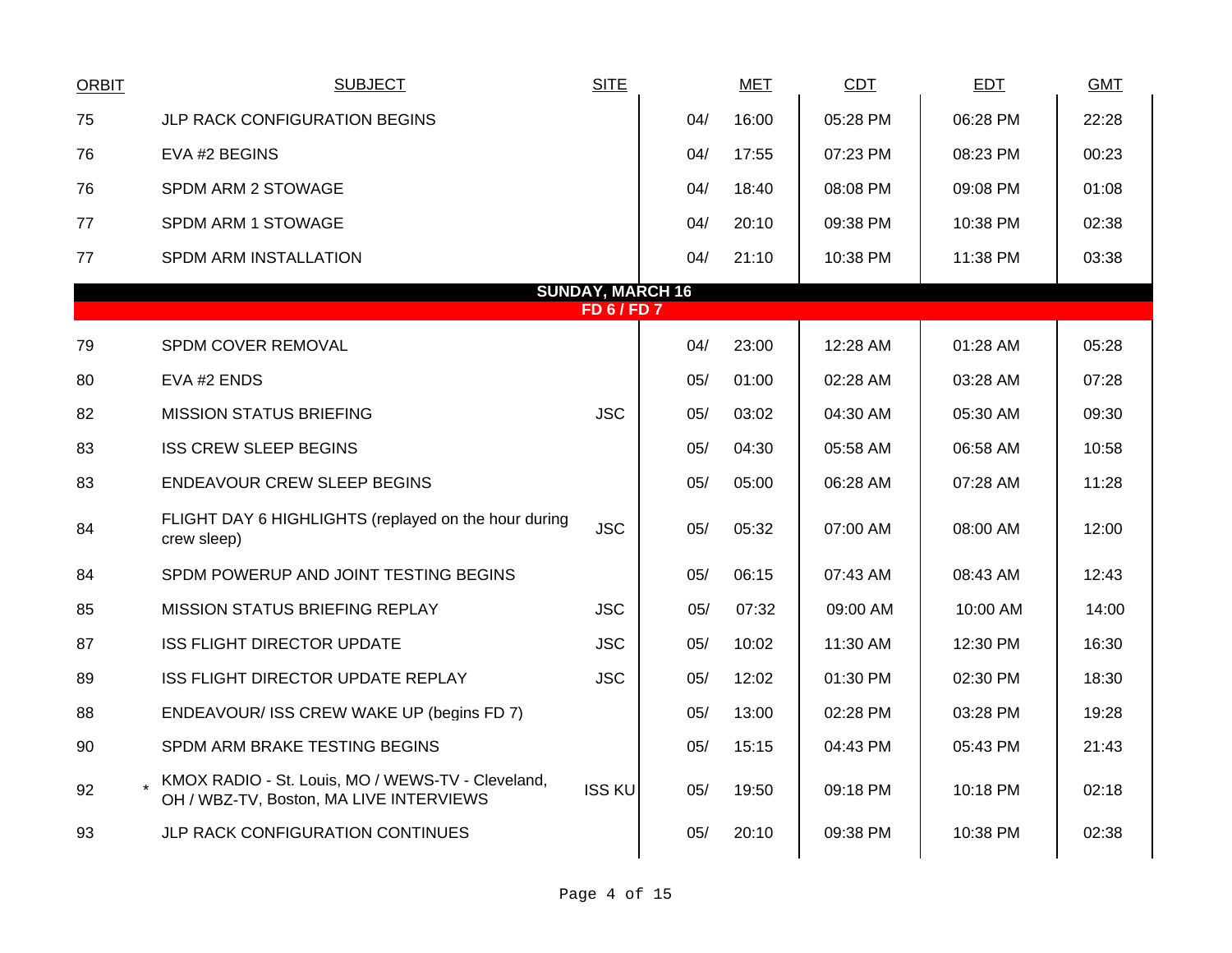| ORBIT | SUBJECT | SITE | MET | | CDT | EDT | GMT |
|---|---|---|---|---|---|---|---|
| 75 | JLP RACK CONFIGURATION BEGINS | | 04/ | 16:00 | 05:28 PM | 06:28 PM | 22:28 |
| 76 | EVA #2 BEGINS | | 04/ | 17:55 | 07:23 PM | 08:23 PM | 00:23 |
| 76 | SPDM ARM 2 STOWAGE | | 04/ | 18:40 | 08:08 PM | 09:08 PM | 01:08 |
| 77 | SPDM ARM 1 STOWAGE | | 04/ | 20:10 | 09:38 PM | 10:38 PM | 02:38 |
| 77 | SPDM ARM INSTALLATION | | 04/ | 21:10 | 10:38 PM | 11:38 PM | 03:38 |
| | **SUNDAY, MARCH 16** | | | | | | |
| | **FD 6 / FD 7** | | | | | | |
| 79 | SPDM COVER REMOVAL | | 04/ | 23:00 | 12:28 AM | 01:28 AM | 05:28 |
| 80 | EVA #2 ENDS | | 05/ | 01:00 | 02:28 AM | 03:28 AM | 07:28 |
| 82 | MISSION STATUS BRIEFING | JSC | 05/ | 03:02 | 04:30 AM | 05:30 AM | 09:30 |
| 83 | ISS CREW SLEEP BEGINS | | 05/ | 04:30 | 05:58 AM | 06:58 AM | 10:58 |
| 83 | ENDEAVOUR CREW SLEEP BEGINS | | 05/ | 05:00 | 06:28 AM | 07:28 AM | 11:28 |
| 84 | FLIGHT DAY 6 HIGHLIGHTS (replayed on the hour during crew sleep) | JSC | 05/ | 05:32 | 07:00 AM | 08:00 AM | 12:00 |
| 84 | SPDM POWERUP AND JOINT TESTING BEGINS | | 05/ | 06:15 | 07:43 AM | 08:43 AM | 12:43 |
| 85 | MISSION STATUS BRIEFING REPLAY | JSC | 05/ | 07:32 | 09:00 AM | 10:00 AM | 14:00 |
| 87 | ISS FLIGHT DIRECTOR UPDATE | JSC | 05/ | 10:02 | 11:30 AM | 12:30 PM | 16:30 |
| 89 | ISS FLIGHT DIRECTOR UPDATE REPLAY | JSC | 05/ | 12:02 | 01:30 PM | 02:30 PM | 18:30 |
| 88 | ENDEAVOUR/ ISS CREW WAKE UP (begins FD 7) | | 05/ | 13:00 | 02:28 PM | 03:28 PM | 19:28 |
| 90 | SPDM ARM BRAKE TESTING BEGINS | | 05/ | 15:15 | 04:43 PM | 05:43 PM | 21:43 |
| 92 | * KMOX RADIO - St. Louis, MO / WEWS-TV - Cleveland, OH / WBZ-TV, Boston, MA LIVE INTERVIEWS | ISS KU | 05/ | 19:50 | 09:18 PM | 10:18 PM | 02:18 |
| 93 | JLP RACK CONFIGURATION CONTINUES | | 05/ | 20:10 | 09:38 PM | 10:38 PM | 02:38 |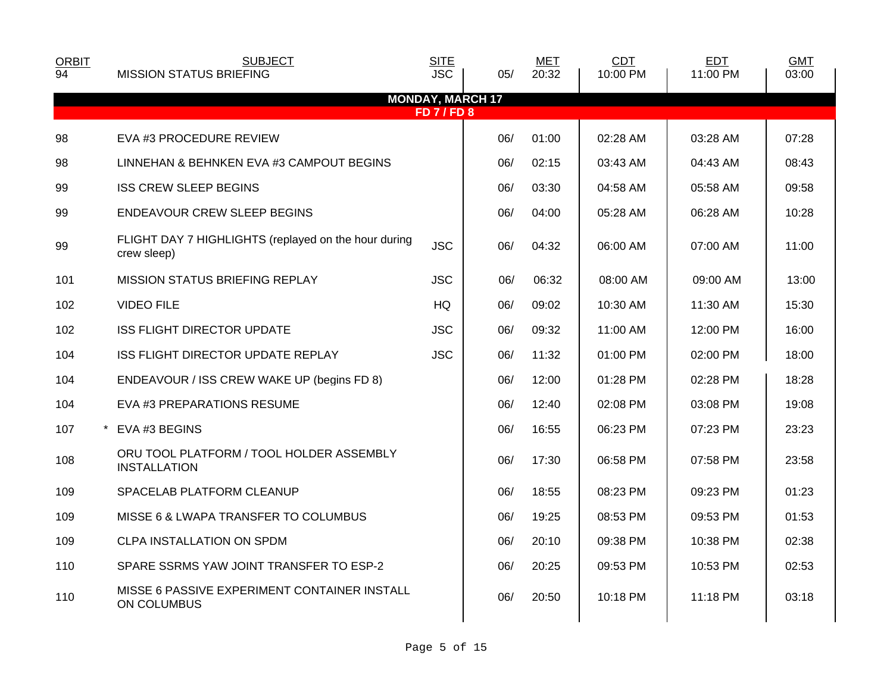| ORBIT | SUBJECT | SITE | | MET | CDT | EDT | GMT |
|---|---|---|---|---|---|---|---|
| 94 | MISSION STATUS BRIEFING | JSC | 05/ | 20:32 | 10:00 PM | 11:00 PM | 03:00 |
| | **MONDAY, MARCH 17** | | | | | | |
| | **FD 7 / FD 8** | | | | | | |
| 98 | EVA #3 PROCEDURE REVIEW | | 06/ | 01:00 | 02:28 AM | 03:28 AM | 07:28 |
| 98 | LINNEHAN & BEHNKEN EVA #3 CAMPOUT BEGINS | | 06/ | 02:15 | 03:43 AM | 04:43 AM | 08:43 |
| 99 | ISS CREW SLEEP BEGINS | | 06/ | 03:30 | 04:58 AM | 05:58 AM | 09:58 |
| 99 | ENDEAVOUR CREW SLEEP BEGINS | | 06/ | 04:00 | 05:28 AM | 06:28 AM | 10:28 |
| 99 | FLIGHT DAY 7 HIGHLIGHTS (replayed on the hour during crew sleep) | JSC | 06/ | 04:32 | 06:00 AM | 07:00 AM | 11:00 |
| 101 | MISSION STATUS BRIEFING REPLAY | JSC | 06/ | 06:32 | 08:00 AM | 09:00 AM | 13:00 |
| 102 | VIDEO FILE | HQ | 06/ | 09:02 | 10:30 AM | 11:30 AM | 15:30 |
| 102 | ISS FLIGHT DIRECTOR UPDATE | JSC | 06/ | 09:32 | 11:00 AM | 12:00 PM | 16:00 |
| 104 | ISS FLIGHT DIRECTOR UPDATE REPLAY | JSC | 06/ | 11:32 | 01:00 PM | 02:00 PM | 18:00 |
| 104 | ENDEAVOUR / ISS CREW WAKE UP (begins FD 8) | | 06/ | 12:00 | 01:28 PM | 02:28 PM | 18:28 |
| 104 | EVA #3 PREPARATIONS RESUME | | 06/ | 12:40 | 02:08 PM | 03:08 PM | 19:08 |
| 107 | * EVA #3 BEGINS | | 06/ | 16:55 | 06:23 PM | 07:23 PM | 23:23 |
| 108 | ORU TOOL PLATFORM / TOOL HOLDER ASSEMBLY INSTALLATION | | 06/ | 17:30 | 06:58 PM | 07:58 PM | 23:58 |
| 109 | SPACELAB PLATFORM CLEANUP | | 06/ | 18:55 | 08:23 PM | 09:23 PM | 01:23 |
| 109 | MISSE 6 & LWAPA TRANSFER TO COLUMBUS | | 06/ | 19:25 | 08:53 PM | 09:53 PM | 01:53 |
| 109 | CLPA INSTALLATION ON SPDM | | 06/ | 20:10 | 09:38 PM | 10:38 PM | 02:38 |
| 110 | SPARE SSRMS YAW JOINT TRANSFER TO ESP-2 | | 06/ | 20:25 | 09:53 PM | 10:53 PM | 02:53 |
| 110 | MISSE 6 PASSIVE EXPERIMENT CONTAINER INSTALL ON COLUMBUS | | 06/ | 20:50 | 10:18 PM | 11:18 PM | 03:18 |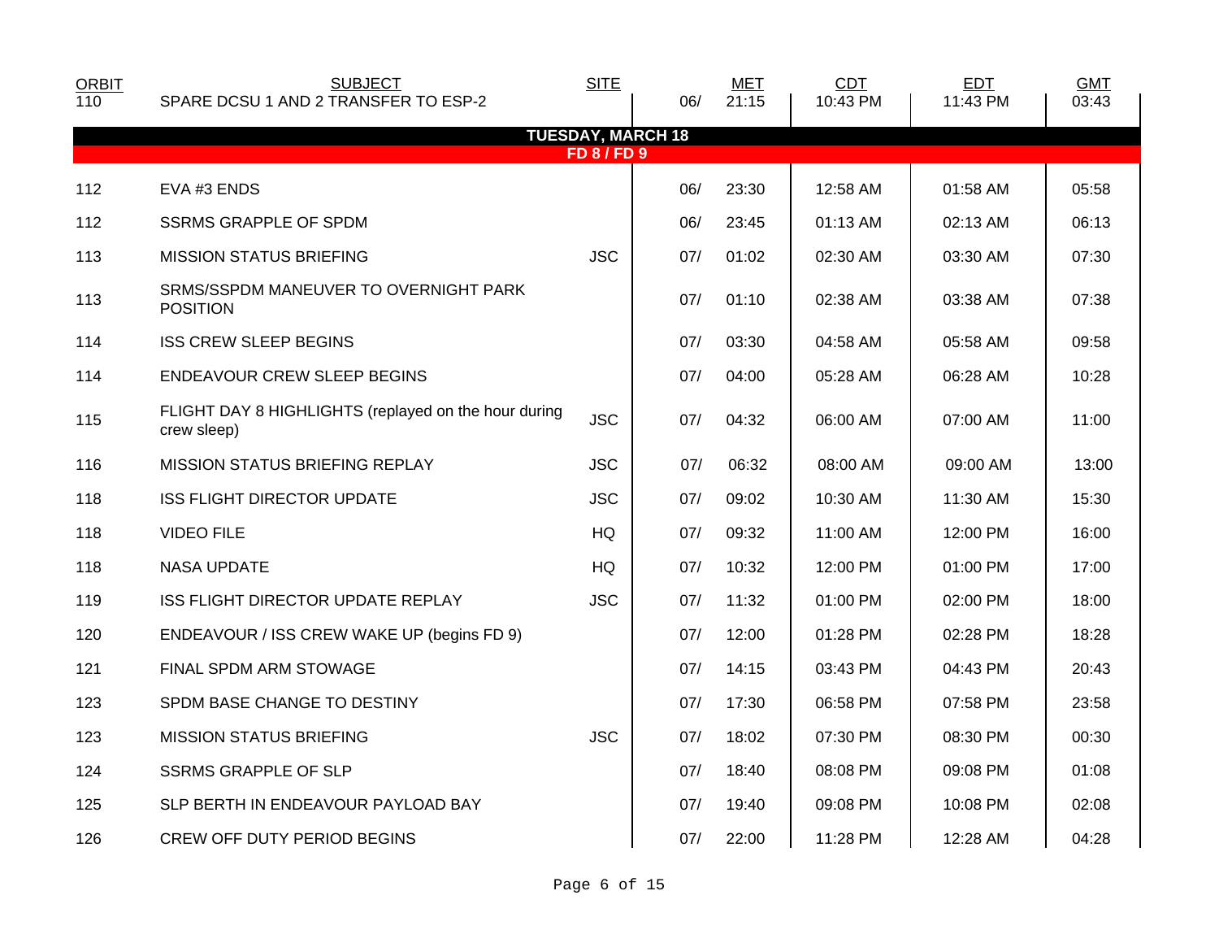| ORBIT | SUBJECT | SITE | MET | | CDT | EDT | GMT |
|---|---|---|---|---|---|---|---|
| 110 | SPARE DCSU 1 AND 2 TRANSFER TO ESP-2 | | 06/ | 21:15 | 10:43 PM | 11:43 PM | 03:43 |
| **TUESDAY, MARCH 18** | | | | | | | |
| **FD 8 / FD 9** | | | | | | | |
| 112 | EVA #3 ENDS | | 06/ | 23:30 | 12:58 AM | 01:58 AM | 05:58 |
| 112 | SSRMS GRAPPLE OF SPDM | | 06/ | 23:45 | 01:13 AM | 02:13 AM | 06:13 |
| 113 | MISSION STATUS BRIEFING | JSC | 07/ | 01:02 | 02:30 AM | 03:30 AM | 07:30 |
| 113 | SRMS/SSPDM MANEUVER TO OVERNIGHT PARK POSITION | | 07/ | 01:10 | 02:38 AM | 03:38 AM | 07:38 |
| 114 | ISS CREW SLEEP BEGINS | | 07/ | 03:30 | 04:58 AM | 05:58 AM | 09:58 |
| 114 | ENDEAVOUR CREW SLEEP BEGINS | | 07/ | 04:00 | 05:28 AM | 06:28 AM | 10:28 |
| 115 | FLIGHT DAY 8 HIGHLIGHTS (replayed on the hour during crew sleep) | JSC | 07/ | 04:32 | 06:00 AM | 07:00 AM | 11:00 |
| 116 | MISSION STATUS BRIEFING REPLAY | JSC | 07/ | 06:32 | 08:00 AM | 09:00 AM | 13:00 |
| 118 | ISS FLIGHT DIRECTOR UPDATE | JSC | 07/ | 09:02 | 10:30 AM | 11:30 AM | 15:30 |
| 118 | VIDEO FILE | HQ | 07/ | 09:32 | 11:00 AM | 12:00 PM | 16:00 |
| 118 | NASA UPDATE | HQ | 07/ | 10:32 | 12:00 PM | 01:00 PM | 17:00 |
| 119 | ISS FLIGHT DIRECTOR UPDATE REPLAY | JSC | 07/ | 11:32 | 01:00 PM | 02:00 PM | 18:00 |
| 120 | ENDEAVOUR / ISS CREW WAKE UP (begins FD 9) | | 07/ | 12:00 | 01:28 PM | 02:28 PM | 18:28 |
| 121 | FINAL SPDM ARM STOWAGE | | 07/ | 14:15 | 03:43 PM | 04:43 PM | 20:43 |
| 123 | SPDM BASE CHANGE TO DESTINY | | 07/ | 17:30 | 06:58 PM | 07:58 PM | 23:58 |
| 123 | MISSION STATUS BRIEFING | JSC | 07/ | 18:02 | 07:30 PM | 08:30 PM | 00:30 |
| 124 | SSRMS GRAPPLE OF SLP | | 07/ | 18:40 | 08:08 PM | 09:08 PM | 01:08 |
| 125 | SLP BERTH IN ENDEAVOUR PAYLOAD BAY | | 07/ | 19:40 | 09:08 PM | 10:08 PM | 02:08 |
| 126 | CREW OFF DUTY PERIOD BEGINS | | 07/ | 22:00 | 11:28 PM | 12:28 AM | 04:28 |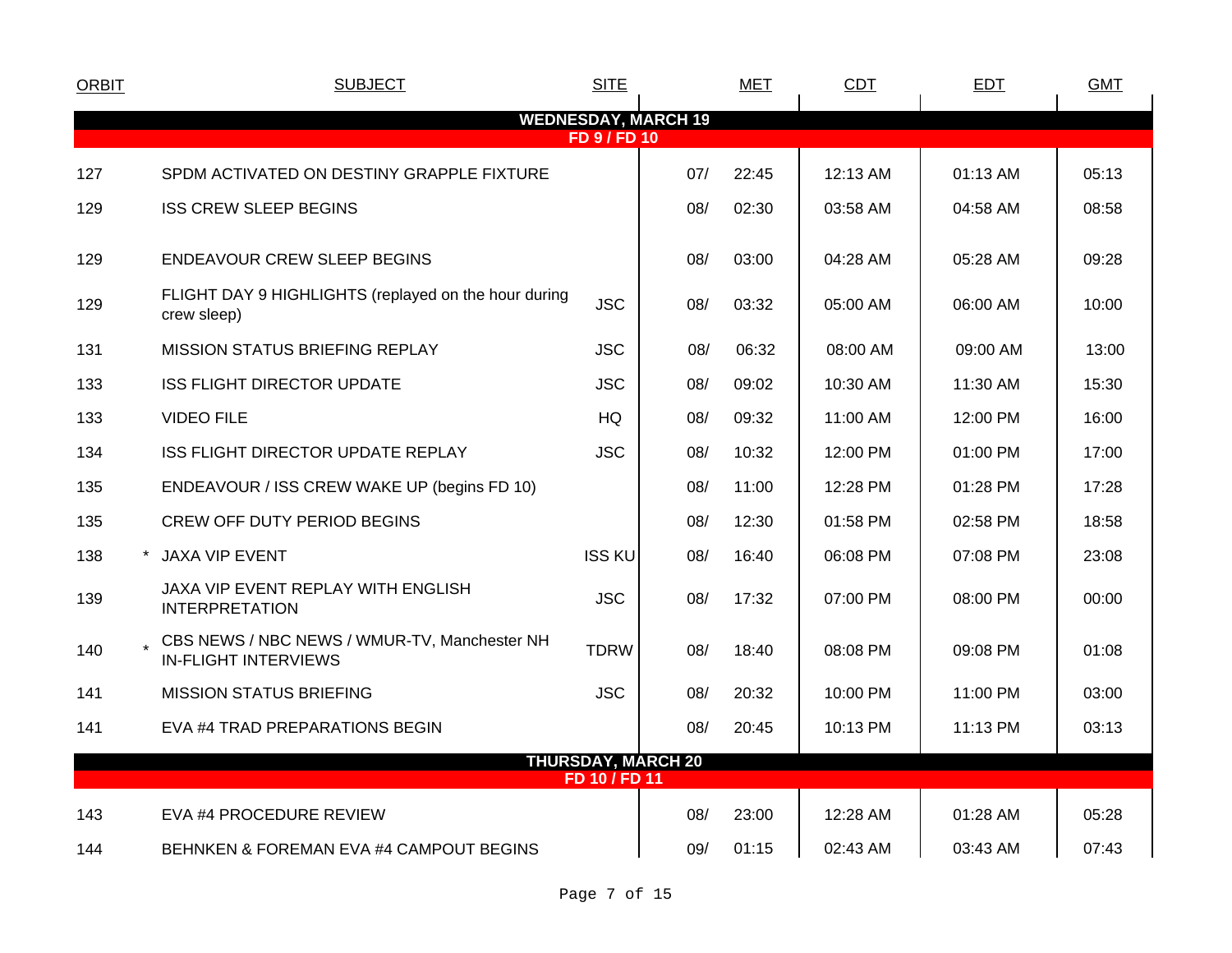| ORBIT | | SUBJECT | SITE | MET | | CDT | EDT | GMT |
|---|---|---|---|---|---|---|---|---|
| **WEDNESDAY, MARCH 19** | | | | | | | | |
| **FD 9 / FD 10** | | | | | | | | |
| 127 | | SPDM ACTIVATED ON DESTINY GRAPPLE FIXTURE | | 07/ | 22:45 | 12:13 AM | 01:13 AM | 05:13 |
| 129 | | ISS CREW SLEEP BEGINS | | 08/ | 02:30 | 03:58 AM | 04:58 AM | 08:58 |
| 129 | | ENDEAVOUR CREW SLEEP BEGINS | | 08/ | 03:00 | 04:28 AM | 05:28 AM | 09:28 |
| 129 | | FLIGHT DAY 9 HIGHLIGHTS (replayed on the hour during crew sleep) | JSC | 08/ | 03:32 | 05:00 AM | 06:00 AM | 10:00 |
| 131 | | MISSION STATUS BRIEFING REPLAY | JSC | 08/ | 06:32 | 08:00 AM | 09:00 AM | 13:00 |
| 133 | | ISS FLIGHT DIRECTOR UPDATE | JSC | 08/ | 09:02 | 10:30 AM | 11:30 AM | 15:30 |
| 133 | | VIDEO FILE | HQ | 08/ | 09:32 | 11:00 AM | 12:00 PM | 16:00 |
| 134 | | ISS FLIGHT DIRECTOR UPDATE REPLAY | JSC | 08/ | 10:32 | 12:00 PM | 01:00 PM | 17:00 |
| 135 | | ENDEAVOUR / ISS CREW WAKE UP (begins FD 10) | | 08/ | 11:00 | 12:28 PM | 01:28 PM | 17:28 |
| 135 | | CREW OFF DUTY PERIOD BEGINS | | 08/ | 12:30 | 01:58 PM | 02:58 PM | 18:58 |
| 138 | * | JAXA VIP EVENT | ISS KU | 08/ | 16:40 | 06:08 PM | 07:08 PM | 23:08 |
| 139 | | JAXA VIP EVENT REPLAY WITH ENGLISH INTERPRETATION | JSC | 08/ | 17:32 | 07:00 PM | 08:00 PM | 00:00 |
| 140 | * | CBS NEWS / NBC NEWS / WMUR-TV, Manchester NH IN-FLIGHT INTERVIEWS | TDRW | 08/ | 18:40 | 08:08 PM | 09:08 PM | 01:08 |
| 141 | | MISSION STATUS BRIEFING | JSC | 08/ | 20:32 | 10:00 PM | 11:00 PM | 03:00 |
| 141 | | EVA #4 TRAD PREPARATIONS BEGIN | | 08/ | 20:45 | 10:13 PM | 11:13 PM | 03:13 |
| **THURSDAY, MARCH 20** | | | | | | | | |
| **FD 10 / FD 11** | | | | | | | | |
| 143 | | EVA #4 PROCEDURE REVIEW | | 08/ | 23:00 | 12:28 AM | 01:28 AM | 05:28 |
| 144 | | BEHNKEN & FOREMAN EVA #4 CAMPOUT BEGINS | | 09/ | 01:15 | 02:43 AM | 03:43 AM | 07:43 |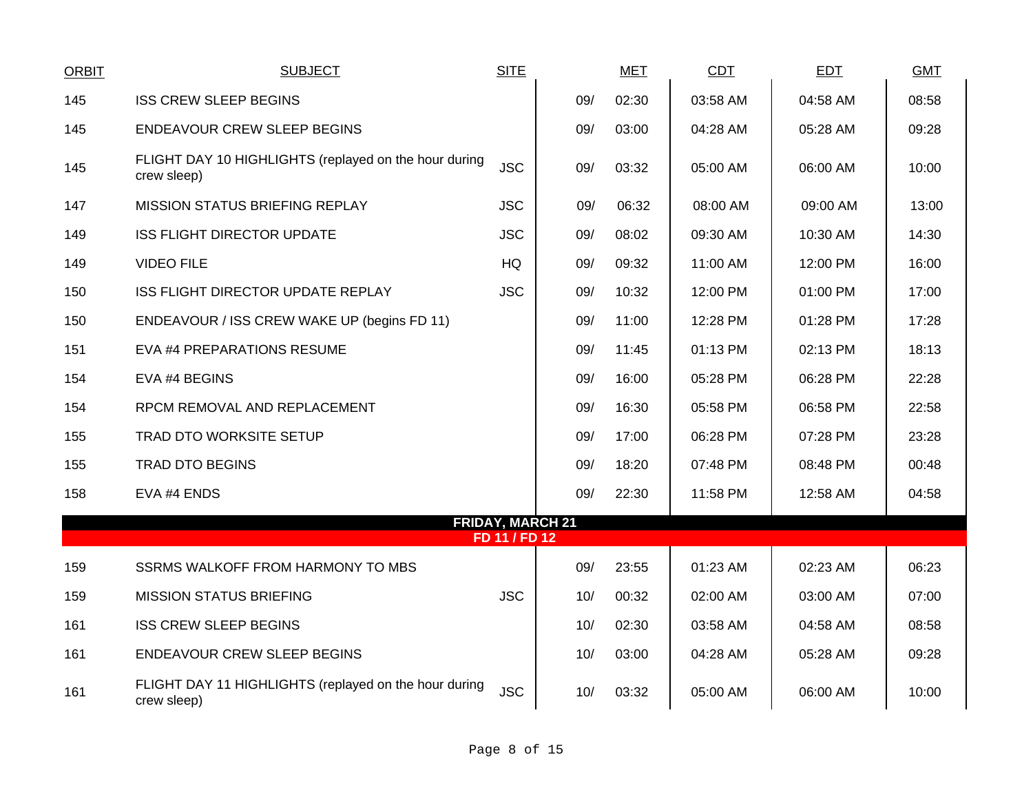| ORBIT | SUBJECT | SITE | MET | | CDT | EDT | GMT |
|---|---|---|---|---|---|---|---|
| 145 | ISS CREW SLEEP BEGINS | | 09/ | 02:30 | 03:58 AM | 04:58 AM | 08:58 |
| 145 | ENDEAVOUR CREW SLEEP BEGINS | | 09/ | 03:00 | 04:28 AM | 05:28 AM | 09:28 |
| 145 | FLIGHT DAY 10 HIGHLIGHTS (replayed on the hour during crew sleep) | JSC | 09/ | 03:32 | 05:00 AM | 06:00 AM | 10:00 |
| 147 | MISSION STATUS BRIEFING REPLAY | JSC | 09/ | 06:32 | 08:00 AM | 09:00 AM | 13:00 |
| 149 | ISS FLIGHT DIRECTOR UPDATE | JSC | 09/ | 08:02 | 09:30 AM | 10:30 AM | 14:30 |
| 149 | VIDEO FILE | HQ | 09/ | 09:32 | 11:00 AM | 12:00 PM | 16:00 |
| 150 | ISS FLIGHT DIRECTOR UPDATE REPLAY | JSC | 09/ | 10:32 | 12:00 PM | 01:00 PM | 17:00 |
| 150 | ENDEAVOUR / ISS CREW WAKE UP (begins FD 11) | | 09/ | 11:00 | 12:28 PM | 01:28 PM | 17:28 |
| 151 | EVA #4 PREPARATIONS RESUME | | 09/ | 11:45 | 01:13 PM | 02:13 PM | 18:13 |
| 154 | EVA #4 BEGINS | | 09/ | 16:00 | 05:28 PM | 06:28 PM | 22:28 |
| 154 | RPCM REMOVAL AND REPLACEMENT | | 09/ | 16:30 | 05:58 PM | 06:58 PM | 22:58 |
| 155 | TRAD DTO WORKSITE SETUP | | 09/ | 17:00 | 06:28 PM | 07:28 PM | 23:28 |
| 155 | TRAD DTO BEGINS | | 09/ | 18:20 | 07:48 PM | 08:48 PM | 00:48 |
| 158 | EVA #4 ENDS | | 09/ | 22:30 | 11:58 PM | 12:58 AM | 04:58 |
| | **FRIDAY, MARCH 21** | | | | | | |
| | **FD 11 / FD 12** | | | | | | |
| 159 | SSRMS WALKOFF FROM HARMONY TO MBS | | 09/ | 23:55 | 01:23 AM | 02:23 AM | 06:23 |
| 159 | MISSION STATUS BRIEFING | JSC | 10/ | 00:32 | 02:00 AM | 03:00 AM | 07:00 |
| 161 | ISS CREW SLEEP BEGINS | | 10/ | 02:30 | 03:58 AM | 04:58 AM | 08:58 |
| 161 | ENDEAVOUR CREW SLEEP BEGINS | | 10/ | 03:00 | 04:28 AM | 05:28 AM | 09:28 |
| 161 | FLIGHT DAY 11 HIGHLIGHTS (replayed on the hour during crew sleep) | JSC | 10/ | 03:32 | 05:00 AM | 06:00 AM | 10:00 |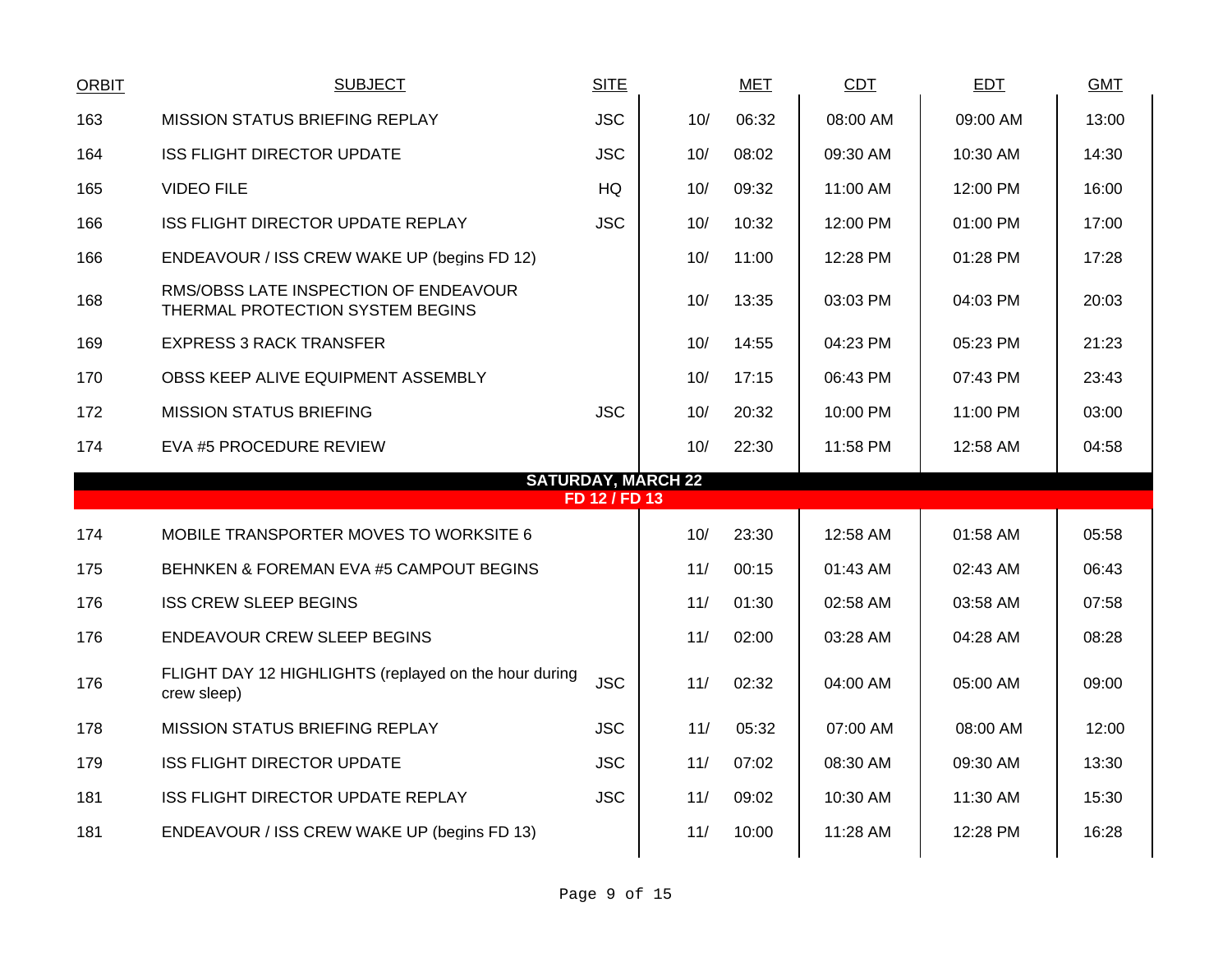| ORBIT | SUBJECT | SITE | MET | | CDT | EDT | GMT |
|---|---|---|---|---|---|---|---|
| 163 | MISSION STATUS BRIEFING REPLAY | JSC | 10/ | 06:32 | 08:00 AM | 09:00 AM | 13:00 |
| 164 | ISS FLIGHT DIRECTOR UPDATE | JSC | 10/ | 08:02 | 09:30 AM | 10:30 AM | 14:30 |
| 165 | VIDEO FILE | HQ | 10/ | 09:32 | 11:00 AM | 12:00 PM | 16:00 |
| 166 | ISS FLIGHT DIRECTOR UPDATE REPLAY | JSC | 10/ | 10:32 | 12:00 PM | 01:00 PM | 17:00 |
| 166 | ENDEAVOUR / ISS CREW WAKE UP (begins FD 12) | | 10/ | 11:00 | 12:28 PM | 01:28 PM | 17:28 |
| 168 | RMS/OBSS LATE INSPECTION OF ENDEAVOUR THERMAL PROTECTION SYSTEM BEGINS | | 10/ | 13:35 | 03:03 PM | 04:03 PM | 20:03 |
| 169 | EXPRESS 3 RACK TRANSFER | | 10/ | 14:55 | 04:23 PM | 05:23 PM | 21:23 |
| 170 | OBSS KEEP ALIVE EQUIPMENT ASSEMBLY | | 10/ | 17:15 | 06:43 PM | 07:43 PM | 23:43 |
| 172 | MISSION STATUS BRIEFING | JSC | 10/ | 20:32 | 10:00 PM | 11:00 PM | 03:00 |
| 174 | EVA #5 PROCEDURE REVIEW | | 10/ | 22:30 | 11:58 PM | 12:58 AM | 04:58 |
| | **SATURDAY, MARCH 22** | | | | | | |
| | **FD 12 / FD 13** | | | | | | |
| 174 | MOBILE TRANSPORTER MOVES TO WORKSITE 6 | | 10/ | 23:30 | 12:58 AM | 01:58 AM | 05:58 |
| 175 | BEHNKEN & FOREMAN EVA #5 CAMPOUT BEGINS | | 11/ | 00:15 | 01:43 AM | 02:43 AM | 06:43 |
| 176 | ISS CREW SLEEP BEGINS | | 11/ | 01:30 | 02:58 AM | 03:58 AM | 07:58 |
| 176 | ENDEAVOUR CREW SLEEP BEGINS | | 11/ | 02:00 | 03:28 AM | 04:28 AM | 08:28 |
| 176 | FLIGHT DAY 12 HIGHLIGHTS (replayed on the hour during crew sleep) | JSC | 11/ | 02:32 | 04:00 AM | 05:00 AM | 09:00 |
| 178 | MISSION STATUS BRIEFING REPLAY | JSC | 11/ | 05:32 | 07:00 AM | 08:00 AM | 12:00 |
| 179 | ISS FLIGHT DIRECTOR UPDATE | JSC | 11/ | 07:02 | 08:30 AM | 09:30 AM | 13:30 |
| 181 | ISS FLIGHT DIRECTOR UPDATE REPLAY | JSC | 11/ | 09:02 | 10:30 AM | 11:30 AM | 15:30 |
| 181 | ENDEAVOUR / ISS CREW WAKE UP (begins FD 13) | | 11/ | 10:00 | 11:28 AM | 12:28 PM | 16:28 |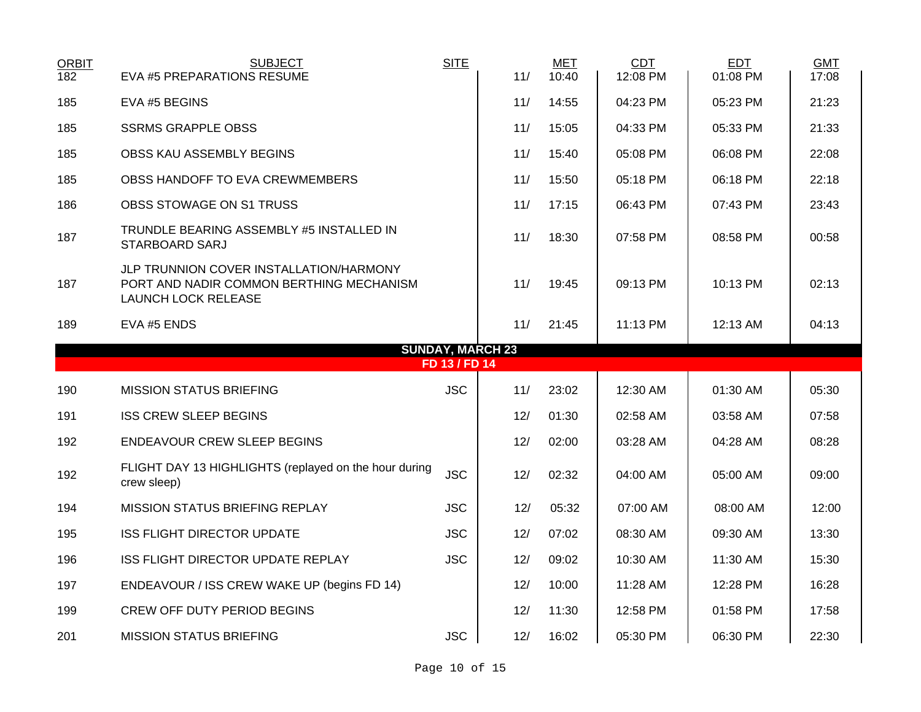| ORBIT | SUBJECT | SITE | MET | | CDT | EDT | GMT |
|---|---|---|---|---|---|---|---|
| 182 | EVA #5 PREPARATIONS RESUME | | 11/ | 10:40 | 12:08 PM | 01:08 PM | 17:08 |
| 185 | EVA #5 BEGINS | | 11/ | 14:55 | 04:23 PM | 05:23 PM | 21:23 |
| 185 | SSRMS GRAPPLE OBSS | | 11/ | 15:05 | 04:33 PM | 05:33 PM | 21:33 |
| 185 | OBSS KAU ASSEMBLY BEGINS | | 11/ | 15:40 | 05:08 PM | 06:08 PM | 22:08 |
| 185 | OBSS HANDOFF TO EVA CREWMEMBERS | | 11/ | 15:50 | 05:18 PM | 06:18 PM | 22:18 |
| 186 | OBSS STOWAGE ON S1 TRUSS | | 11/ | 17:15 | 06:43 PM | 07:43 PM | 23:43 |
| 187 | TRUNDLE BEARING ASSEMBLY #5 INSTALLED IN STARBOARD SARJ | | 11/ | 18:30 | 07:58 PM | 08:58 PM | 00:58 |
| 187 | JLP TRUNNION COVER INSTALLATION/HARMONY PORT AND NADIR COMMON BERTHING MECHANISM LAUNCH LOCK RELEASE | | 11/ | 19:45 | 09:13 PM | 10:13 PM | 02:13 |
| 189 | EVA #5 ENDS | | 11/ | 21:45 | 11:13 PM | 12:13 AM | 04:13 |
| | **SUNDAY, MARCH 23** | | | | | | |
| | **FD 13 / FD 14** | | | | | | |
| 190 | MISSION STATUS BRIEFING | JSC | 11/ | 23:02 | 12:30 AM | 01:30 AM | 05:30 |
| 191 | ISS CREW SLEEP BEGINS | | 12/ | 01:30 | 02:58 AM | 03:58 AM | 07:58 |
| 192 | ENDEAVOUR CREW SLEEP BEGINS | | 12/ | 02:00 | 03:28 AM | 04:28 AM | 08:28 |
| 192 | FLIGHT DAY 13 HIGHLIGHTS (replayed on the hour during crew sleep) | JSC | 12/ | 02:32 | 04:00 AM | 05:00 AM | 09:00 |
| 194 | MISSION STATUS BRIEFING REPLAY | JSC | 12/ | 05:32 | 07:00 AM | 08:00 AM | 12:00 |
| 195 | ISS FLIGHT DIRECTOR UPDATE | JSC | 12/ | 07:02 | 08:30 AM | 09:30 AM | 13:30 |
| 196 | ISS FLIGHT DIRECTOR UPDATE REPLAY | JSC | 12/ | 09:02 | 10:30 AM | 11:30 AM | 15:30 |
| 197 | ENDEAVOUR / ISS CREW WAKE UP (begins FD 14) | | 12/ | 10:00 | 11:28 AM | 12:28 PM | 16:28 |
| 199 | CREW OFF DUTY PERIOD BEGINS | | 12/ | 11:30 | 12:58 PM | 01:58 PM | 17:58 |
| 201 | MISSION STATUS BRIEFING | JSC | 12/ | 16:02 | 05:30 PM | 06:30 PM | 22:30 |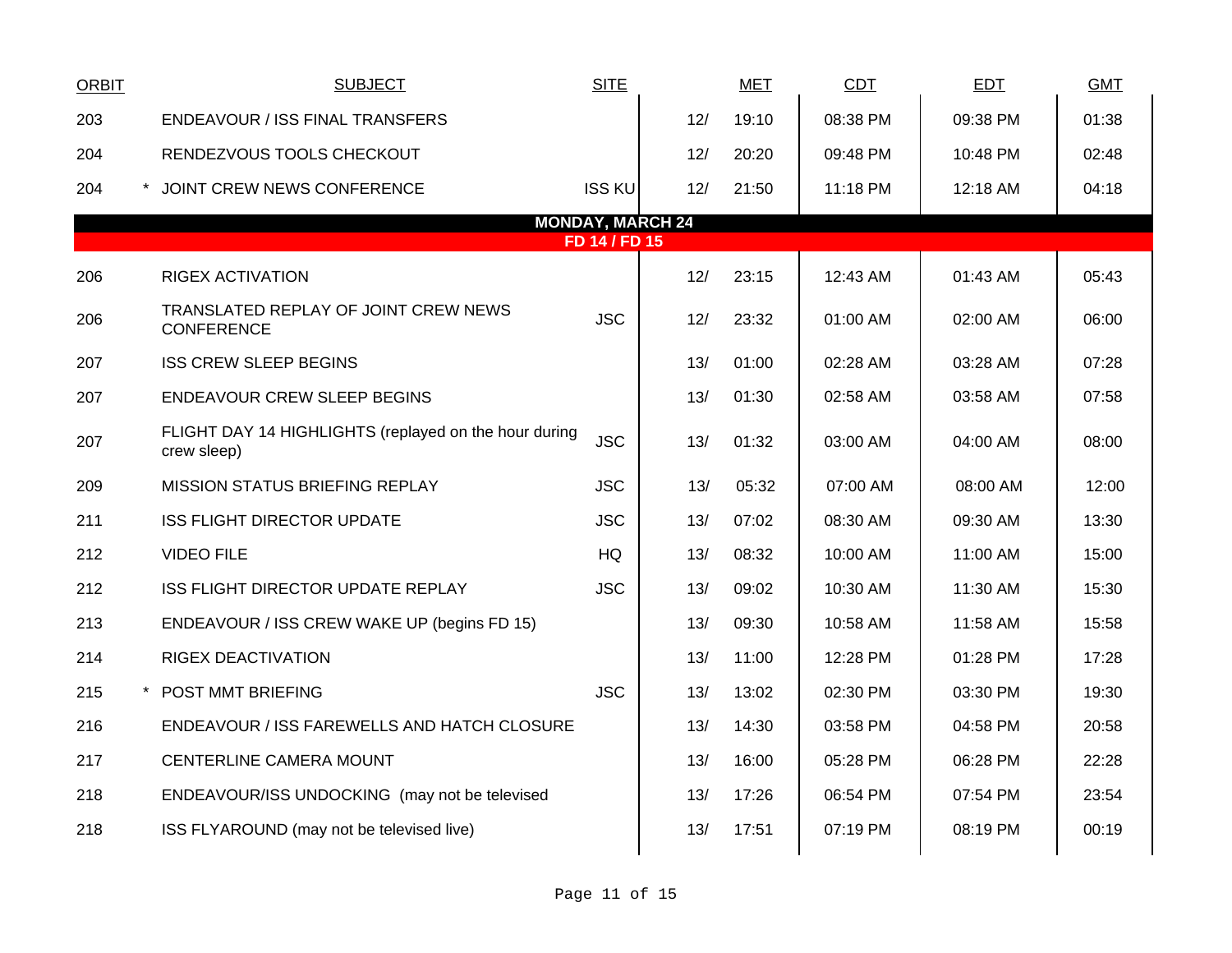| ORBIT | | SUBJECT | SITE | MET | | CDT | EDT | GMT |
|---|---|---|---|---|---|---|---|---|
| 203 | | ENDEAVOUR / ISS FINAL TRANSFERS | | 12/ | 19:10 | 08:38 PM | 09:38 PM | 01:38 |
| 204 | | RENDEZVOUS TOOLS CHECKOUT | | 12/ | 20:20 | 09:48 PM | 10:48 PM | 02:48 |
| 204 | * | JOINT CREW NEWS CONFERENCE | ISS KU | 12/ | 21:50 | 11:18 PM | 12:18 AM | 04:18 |
| | | **MONDAY, MARCH 24** | | | | | | |
| | | **FD 14 / FD 15** | | | | | | |
| 206 | | RIGEX ACTIVATION | | 12/ | 23:15 | 12:43 AM | 01:43 AM | 05:43 |
| 206 | | TRANSLATED REPLAY OF JOINT CREW NEWS CONFERENCE | JSC | 12/ | 23:32 | 01:00 AM | 02:00 AM | 06:00 |
| 207 | | ISS CREW SLEEP BEGINS | | 13/ | 01:00 | 02:28 AM | 03:28 AM | 07:28 |
| 207 | | ENDEAVOUR CREW SLEEP BEGINS | | 13/ | 01:30 | 02:58 AM | 03:58 AM | 07:58 |
| 207 | | FLIGHT DAY 14 HIGHLIGHTS (replayed on the hour during crew sleep) | JSC | 13/ | 01:32 | 03:00 AM | 04:00 AM | 08:00 |
| 209 | | MISSION STATUS BRIEFING REPLAY | JSC | 13/ | 05:32 | 07:00 AM | 08:00 AM | 12:00 |
| 211 | | ISS FLIGHT DIRECTOR UPDATE | JSC | 13/ | 07:02 | 08:30 AM | 09:30 AM | 13:30 |
| 212 | | VIDEO FILE | HQ | 13/ | 08:32 | 10:00 AM | 11:00 AM | 15:00 |
| 212 | | ISS FLIGHT DIRECTOR UPDATE REPLAY | JSC | 13/ | 09:02 | 10:30 AM | 11:30 AM | 15:30 |
| 213 | | ENDEAVOUR / ISS CREW WAKE UP (begins FD 15) | | 13/ | 09:30 | 10:58 AM | 11:58 AM | 15:58 |
| 214 | | RIGEX DEACTIVATION | | 13/ | 11:00 | 12:28 PM | 01:28 PM | 17:28 |
| 215 | * | POST MMT BRIEFING | JSC | 13/ | 13:02 | 02:30 PM | 03:30 PM | 19:30 |
| 216 | | ENDEAVOUR / ISS FAREWELLS AND HATCH CLOSURE | | 13/ | 14:30 | 03:58 PM | 04:58 PM | 20:58 |
| 217 | | CENTERLINE CAMERA MOUNT | | 13/ | 16:00 | 05:28 PM | 06:28 PM | 22:28 |
| 218 | | ENDEAVOUR/ISS UNDOCKING (may not be televised | | 13/ | 17:26 | 06:54 PM | 07:54 PM | 23:54 |
| 218 | | ISS FLYAROUND (may not be televised live) | | 13/ | 17:51 | 07:19 PM | 08:19 PM | 00:19 |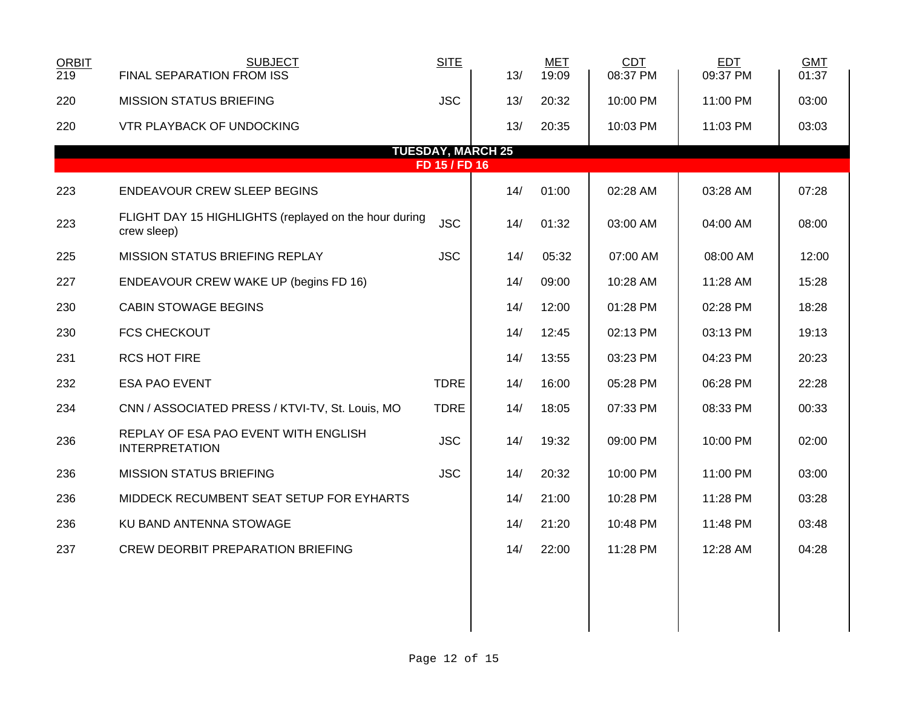| ORBIT | SUBJECT | SITE | | MET | CDT | EDT | GMT |
|---|---|---|---|---|---|---|---|
| 219 | FINAL SEPARATION FROM ISS | | 13/ | 19:09 | 08:37 PM | 09:37 PM | 01:37 |
| 220 | MISSION STATUS BRIEFING | JSC | 13/ | 20:32 | 10:00 PM | 11:00 PM | 03:00 |
| 220 | VTR PLAYBACK OF UNDOCKING | | 13/ | 20:35 | 10:03 PM | 11:03 PM | 03:03 |
| | **TUESDAY, MARCH 25** | | | | | | |
| | **FD 15 / FD 16** | | | | | | |
| 223 | ENDEAVOUR CREW SLEEP BEGINS | | 14/ | 01:00 | 02:28 AM | 03:28 AM | 07:28 |
| 223 | FLIGHT DAY 15 HIGHLIGHTS (replayed on the hour during crew sleep) | JSC | 14/ | 01:32 | 03:00 AM | 04:00 AM | 08:00 |
| 225 | MISSION STATUS BRIEFING REPLAY | JSC | 14/ | 05:32 | 07:00 AM | 08:00 AM | 12:00 |
| 227 | ENDEAVOUR CREW WAKE UP (begins FD 16) | | 14/ | 09:00 | 10:28 AM | 11:28 AM | 15:28 |
| 230 | CABIN STOWAGE BEGINS | | 14/ | 12:00 | 01:28 PM | 02:28 PM | 18:28 |
| 230 | FCS CHECKOUT | | 14/ | 12:45 | 02:13 PM | 03:13 PM | 19:13 |
| 231 | RCS HOT FIRE | | 14/ | 13:55 | 03:23 PM | 04:23 PM | 20:23 |
| 232 | ESA PAO EVENT | TDRE | 14/ | 16:00 | 05:28 PM | 06:28 PM | 22:28 |
| 234 | CNN / ASSOCIATED PRESS / KTVI-TV, St. Louis, MO | TDRE | 14/ | 18:05 | 07:33 PM | 08:33 PM | 00:33 |
| 236 | REPLAY OF ESA PAO EVENT WITH ENGLISH INTERPRETATION | JSC | 14/ | 19:32 | 09:00 PM | 10:00 PM | 02:00 |
| 236 | MISSION STATUS BRIEFING | JSC | 14/ | 20:32 | 10:00 PM | 11:00 PM | 03:00 |
| 236 | MIDDECK RECUMBENT SEAT SETUP FOR EYHARTS | | 14/ | 21:00 | 10:28 PM | 11:28 PM | 03:28 |
| 236 | KU BAND ANTENNA STOWAGE | | 14/ | 21:20 | 10:48 PM | 11:48 PM | 03:48 |
| 237 | CREW DEORBIT PREPARATION BRIEFING | | 14/ | 22:00 | 11:28 PM | 12:28 AM | 04:28 |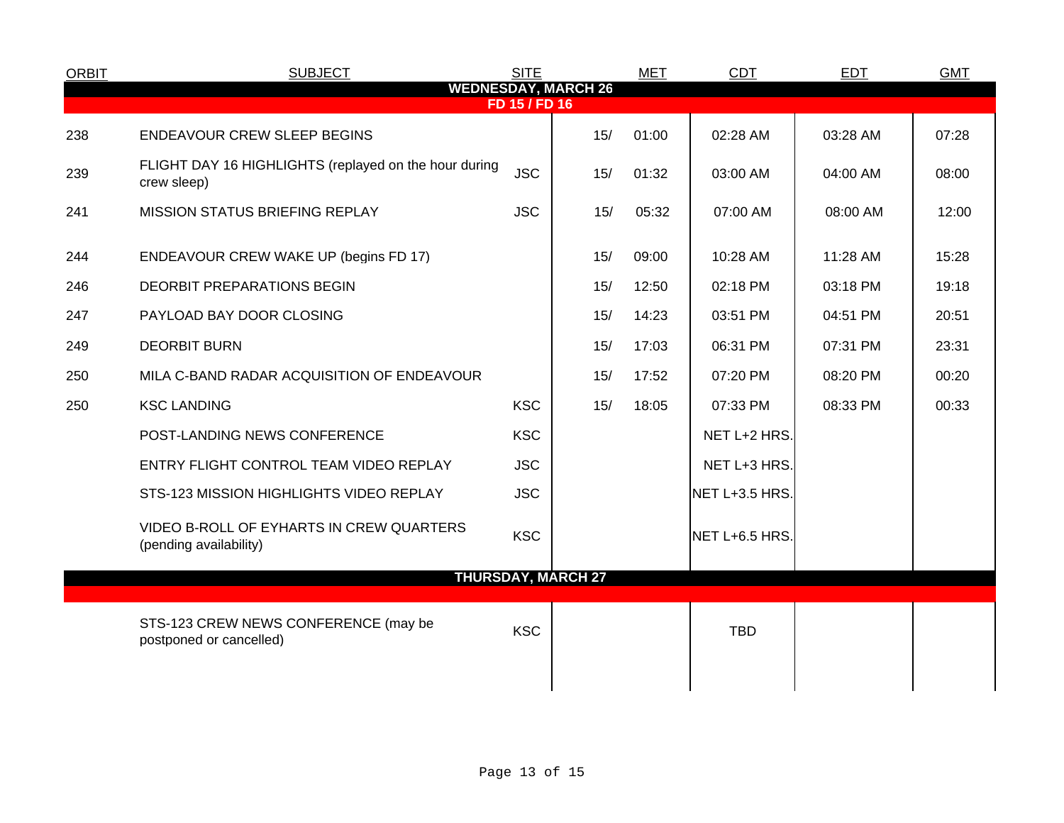| ORBIT | SUBJECT | SITE | | MET | CDT | EDT | GMT |
|---|---|---|---|---|---|---|---|
| **WEDNESDAY, MARCH 26** | | | | | | | |
| **FD 15 / FD 16** | | | | | | | |
| 238 | ENDEAVOUR CREW SLEEP BEGINS | | 15/ | 01:00 | 02:28 AM | 03:28 AM | 07:28 |
| 239 | FLIGHT DAY 16 HIGHLIGHTS (replayed on the hour during crew sleep) | JSC | 15/ | 01:32 | 03:00 AM | 04:00 AM | 08:00 |
| 241 | MISSION STATUS BRIEFING REPLAY | JSC | 15/ | 05:32 | 07:00 AM | 08:00 AM | 12:00 |
| 244 | ENDEAVOUR CREW WAKE UP (begins FD 17) | | 15/ | 09:00 | 10:28 AM | 11:28 AM | 15:28 |
| 246 | DEORBIT PREPARATIONS BEGIN | | 15/ | 12:50 | 02:18 PM | 03:18 PM | 19:18 |
| 247 | PAYLOAD BAY DOOR CLOSING | | 15/ | 14:23 | 03:51 PM | 04:51 PM | 20:51 |
| 249 | DEORBIT BURN | | 15/ | 17:03 | 06:31 PM | 07:31 PM | 23:31 |
| 250 | MILA C-BAND RADAR ACQUISITION OF ENDEAVOUR | | 15/ | 17:52 | 07:20 PM | 08:20 PM | 00:20 |
| 250 | KSC LANDING | KSC | 15/ | 18:05 | 07:33 PM | 08:33 PM | 00:33 |
| | POST-LANDING NEWS CONFERENCE | KSC | | | NET L+2 HRS. | | |
| | ENTRY FLIGHT CONTROL TEAM VIDEO REPLAY | JSC | | | NET L+3 HRS. | | |
| | STS-123 MISSION HIGHLIGHTS VIDEO REPLAY | JSC | | | NET L+3.5 HRS. | | |
| | VIDEO B-ROLL OF EYHARTS IN CREW QUARTERS (pending availability) | KSC | | | NET L+6.5 HRS. | | |
| **THURSDAY, MARCH 27** | | | | | | | |
| | STS-123 CREW NEWS CONFERENCE (may be postponed or cancelled) | KSC | | | TBD | | |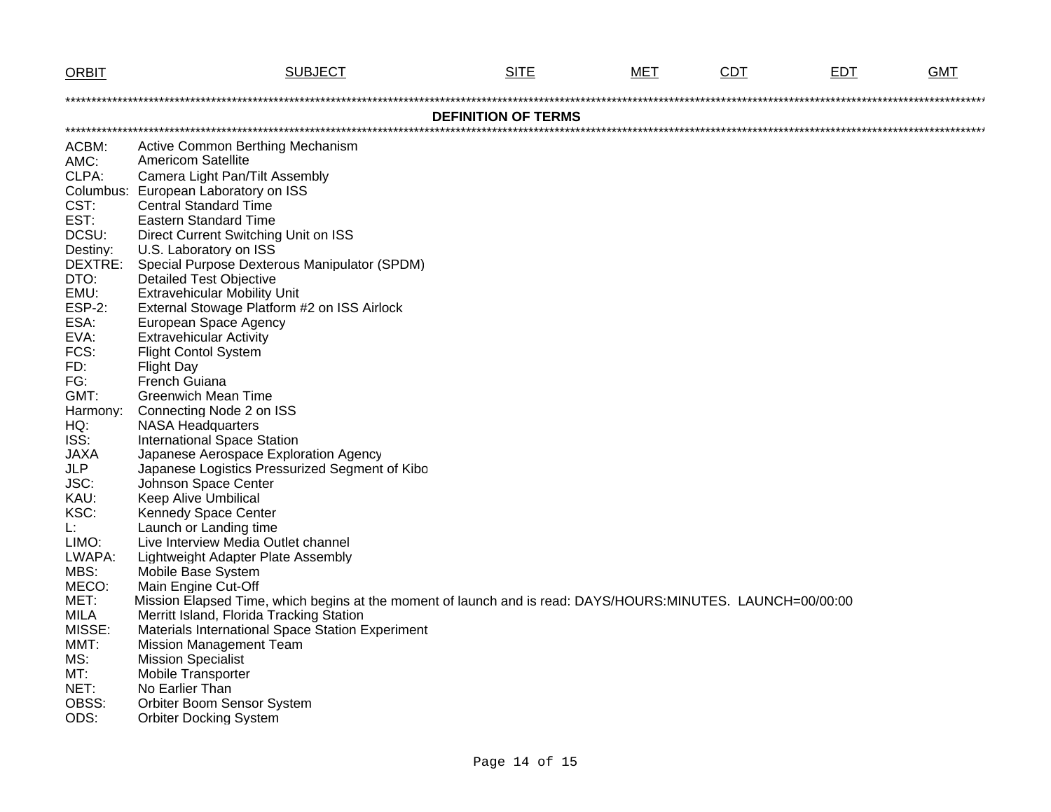| ORBIT | SUBJECT | SITE | MET | CDT | EDT | GMT |
|---|---|---|---|---|---|---|

**DEFINITION OF TERMS**

| | |
|---|---|
| ACBM: | Active Common Berthing Mechanism |
| AMC: | Americom Satellite |
| CLPA: | Camera Light Pan/Tilt Assembly |
| Columbus: | European Laboratory on ISS |
| CST: | Central Standard Time |
| EST: | Eastern Standard Time |
| DCSU: | Direct Current Switching Unit on ISS |
| Destiny: | U.S. Laboratory on ISS |
| DEXTRE: | Special Purpose Dexterous Manipulator (SPDM) |
| DTO: | Detailed Test Objective |
| EMU: | Extravehicular Mobility Unit |
| ESP-2: | External Stowage Platform #2 on ISS Airlock |
| ESA: | European Space Agency |
| EVA: | Extravehicular Activity |
| FCS: | Flight Contol System |
| FD: | Flight Day |
| FG: | French Guiana |
| GMT: | Greenwich Mean Time |
| Harmony: | Connecting Node 2 on ISS |
| HQ: | NASA Headquarters |
| ISS: | International Space Station |
| JAXA | Japanese Aerospace Exploration Agency |
| JLP | Japanese Logistics Pressurized Segment of Kibo |
| JSC: | Johnson Space Center |
| KAU: | Keep Alive Umbilical |
| KSC: | Kennedy Space Center |
| L: | Launch or Landing time |
| LIMO: | Live Interview Media Outlet channel |
| LWAPA: | Lightweight Adapter Plate Assembly |
| MBS: | Mobile Base System |
| MECO: | Main Engine Cut-Off |
| MET: | Mission Elapsed Time, which begins at the moment of launch and is read: DAYS/HOURS:MINUTES. LAUNCH=00/00:00 |
| MILA | Merritt Island, Florida Tracking Station |
| MISSE: | Materials International Space Station Experiment |
| MMT: | Mission Management Team |
| MS: | Mission Specialist |
| MT: | Mobile Transporter |
| NET: | No Earlier Than |
| OBSS: | Orbiter Boom Sensor System |
| ODS: | Orbiter Docking System |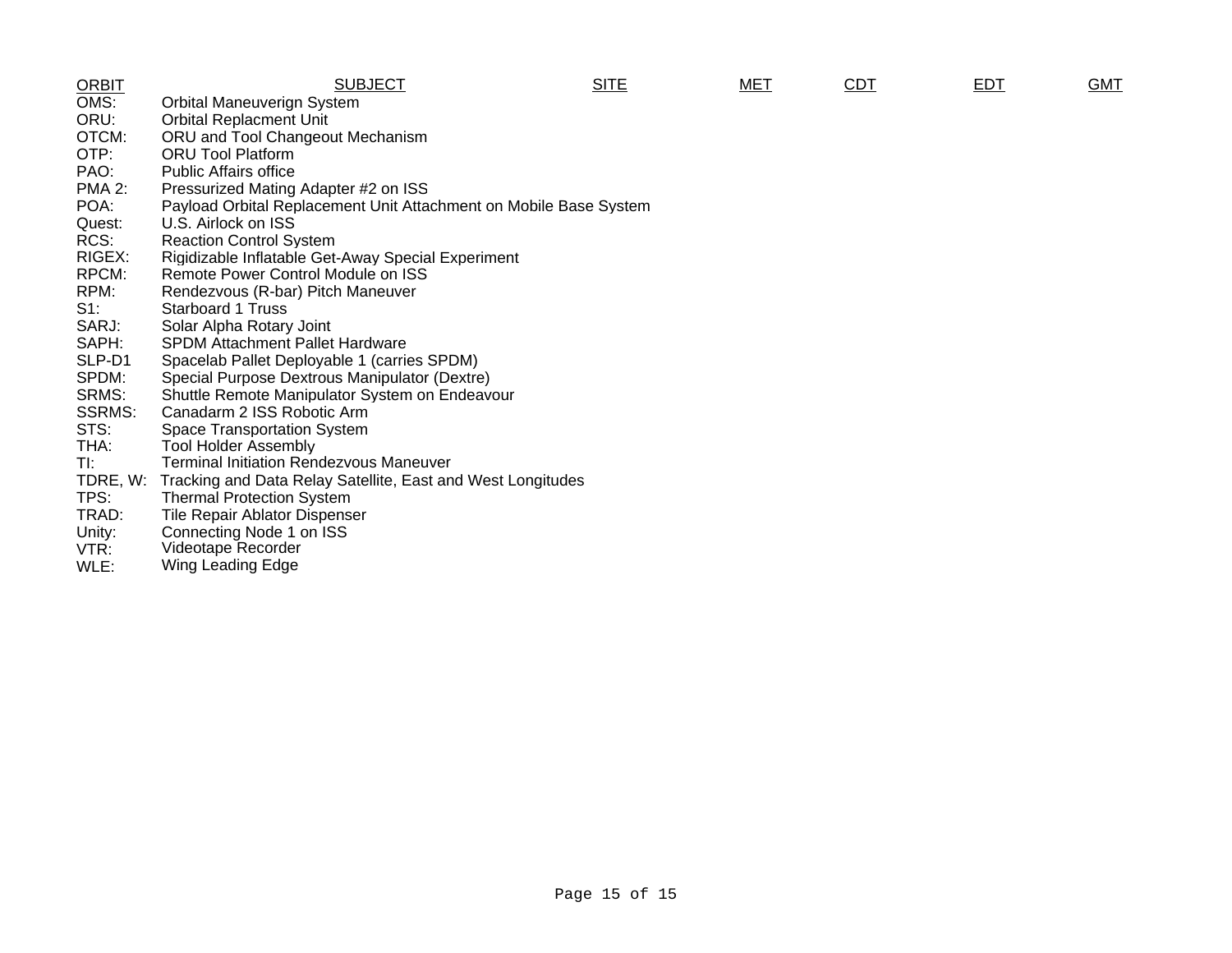| ORBIT | SUBJECT | SITE | MET | CDT | EDT | GMT |
|---|---|---|---|---|---|---|
| OMS: | Orbital Maneuverign System | | | | | |
| ORU: | Orbital Replacment Unit | | | | | |
| OTCM: | ORU and Tool Changeout Mechanism | | | | | |
| OTP: | ORU Tool Platform | | | | | |
| PAO: | Public Affairs office | | | | | |
| PMA 2: | Pressurized Mating Adapter #2 on ISS | | | | | |
| POA: | Payload Orbital Replacement Unit Attachment on Mobile Base System | | | | | |
| Quest: | U.S. Airlock on ISS | | | | | |
| RCS: | Reaction Control System | | | | | |
| RIGEX: | Rigidizable Inflatable Get-Away Special Experiment | | | | | |
| RPCM: | Remote Power Control Module on ISS | | | | | |
| RPM: | Rendezvous (R-bar) Pitch Maneuver | | | | | |
| S1: | Starboard 1 Truss | | | | | |
| SARJ: | Solar Alpha Rotary Joint | | | | | |
| SAPH: | SPDM Attachment Pallet Hardware | | | | | |
| SLP-D1 | Spacelab Pallet Deployable 1 (carries SPDM) | | | | | |
| SPDM: | Special Purpose Dextrous Manipulator (Dextre) | | | | | |
| SRMS: | Shuttle Remote Manipulator System on Endeavour | | | | | |
| SSRMS: | Canadarm 2 ISS Robotic Arm | | | | | |
| STS: | Space Transportation System | | | | | |
| THA: | Tool Holder Assembly | | | | | |
| TI: | Terminal Initiation Rendezvous Maneuver | | | | | |
| TDRE, W: | Tracking and Data Relay Satellite, East and West Longitudes | | | | | |
| TPS: | Thermal Protection System | | | | | |
| TRAD: | Tile Repair Ablator Dispenser | | | | | |
| Unity: | Connecting Node 1 on ISS | | | | | |
| VTR: | Videotape Recorder | | | | | |
| WLE: | Wing Leading Edge | | | | | |